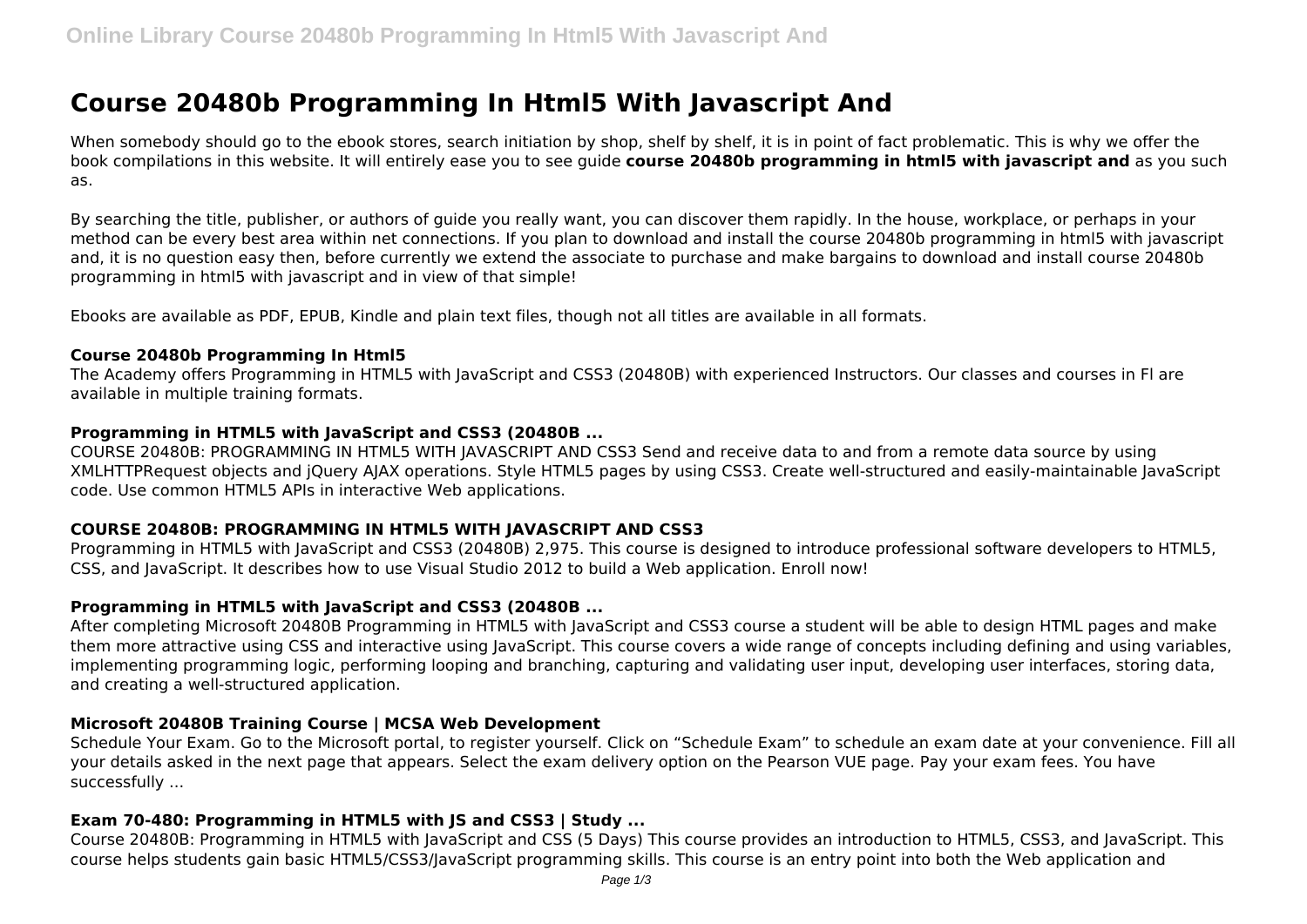# Course 20480b Programming In Html5 With Javascript And

When somebody should go to the ebook stores, search initiation by shop, shelf by shelf, it is in point of fact problematic. This is why we offer the book compilations in this website. It will entirely ease you to see guide **course 20480b programming in html5 with javascript and** as you such as.

By searching the title, publisher, or authors of guide you really want, you can discover them rapidly. In the house, workplace, or perhaps in your method can be every best area within net connections. If you plan to download and install the course 20480b programming in html5 with javascript and, it is no question easy then, before currently we extend the associate to purchase and make bargains to download and install course 20480b programming in html5 with javascript and in view of that simple!

Ebooks are available as PDF, EPUB, Kindle and plain text files, though not all titles are available in all formats.

### Course 20480b Programming In Html5

The Academy offers Programming in HTML5 with JavaScript and CSS3 (20480B) with experienced Instructors. Our classes and courses in Fl are available in multiple training formats.

### Programming in HTML5 with JavaScript and CSS3 (20480B ...

COURSE 20480B: PROGRAMMING IN HTML5 WITH JAVASCRIPT AND CSS3 Send and receive data to and from a remote data source by using XMLHTTPRequest objects and jQuery AJAX operations. Style HTML5 pages by using CSS3. Create well-structured and easily-maintainable JavaScript code. Use common HTML5 APIs in interactive Web applications.

### COURSE 20480B: PROGRAMMING IN HTML5 WITH JAVASCRIPT AND CSS3

Programming in HTML5 with JavaScript and CSS3 (20480B) 2,975. This course is designed to introduce professional software developers to HTML5, CSS, and JavaScript. It describes how to use Visual Studio 2012 to build a Web application. Enroll now!

### Programming in HTML5 with JavaScript and CSS3 (20480B ...

After completing Microsoft 20480B Programming in HTML5 with JavaScript and CSS3 course a student will be able to design HTML pages and make them more attractive using CSS and interactive using JavaScript. This course covers a wide range of concepts including defining and using variables, implementing programming logic, performing looping and branching, capturing and validating user input, developing user interfaces, storing data, and creating a well-structured application.

### Microsoft 20480B Training Course | MCSA Web Development

Schedule Your Exam. Go to the Microsoft portal, to register yourself. Click on "Schedule Exam" to schedule an exam date at your convenience. Fill all your details asked in the next page that appears. Select the exam delivery option on the Pearson VUE page. Pay your exam fees. You have successfully ...

### Exam 70-480: Programming in HTML5 with JS and CSS3 | Study ...

Course 20480B: Programming in HTML5 with JavaScript and CSS (5 Days) This course provides an introduction to HTML5, CSS3, and JavaScript. This course helps students gain basic HTML5/CSS3/JavaScript programming skills. This course is an entry point into both the Web application and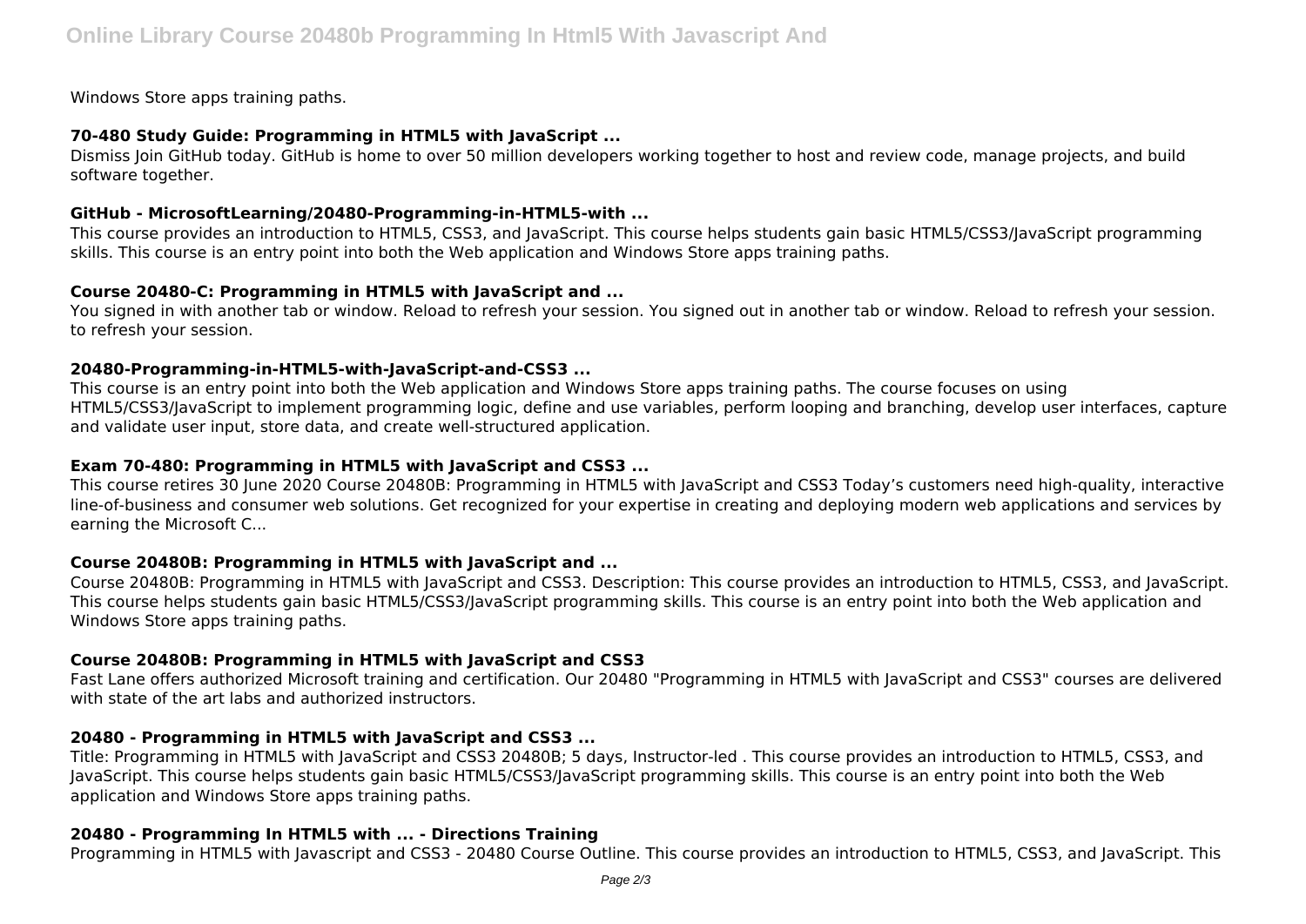Windows Store apps training paths.

### 70-480 Study Guide: Programming in HTML5 with JavaScript ...

Dismiss Join GitHub today. GitHub is home to over 50 million developers working together to host and review code, manage projects, and build software together.

### GitHub - MicrosoftLearning/20480-Programming-in-HTML5-with ...

This course provides an introduction to HTML5, CSS3, and JavaScript. This course helps students gain basic HTML5/CSS3/JavaScript programming skills. This course is an entry point into both the Web application and Windows Store apps training paths.

### Course 20480-C: Programming in HTML5 with JavaScript and ...

You signed in with another tab or window. Reload to refresh your session. You signed out in another tab or window. Reload to refresh your session. to refresh your session.

### 20480-Programming-in-HTML5-with-JavaScript-and-CSS3 ...

This course is an entry point into both the Web application and Windows Store apps training paths. The course focuses on using HTML5/CSS3/JavaScript to implement programming logic, define and use variables, perform looping and branching, develop user interfaces, capture and validate user input, store data, and create well-structured application.

### Exam 70-480: Programming in HTML5 with JavaScript and CSS3 ...

This course retires 30 June 2020 Course 20480B: Programming in HTML5 with JavaScript and CSS3 Today's customers need high-quality, interactive line-of-business and consumer web solutions. Get recognized for your expertise in creating and deploying modern web applications and services by earning the Microsoft C...

### Course 20480B: Programming in HTML5 with JavaScript and ...

Course 20480B: Programming in HTML5 with JavaScript and CSS3. Description: This course provides an introduction to HTML5, CSS3, and JavaScript. This course helps students gain basic HTML5/CSS3/JavaScript programming skills. This course is an entry point into both the Web application and Windows Store apps training paths.

### Course 20480B: Programming in HTML5 with JavaScript and CSS3

Fast Lane offers authorized Microsoft training and certification. Our 20480 "Programming in HTML5 with JavaScript and CSS3" courses are delivered with state of the art labs and authorized instructors.

### 20480 - Programming in HTML5 with JavaScript and CSS3 ...

Title: Programming in HTML5 with JavaScript and CSS3 20480B; 5 days, Instructor-led . This course provides an introduction to HTML5, CSS3, and JavaScript. This course helps students gain basic HTML5/CSS3/JavaScript programming skills. This course is an entry point into both the Web application and Windows Store apps training paths.

### 20480 - Programming In HTML5 with ... - Directions Training

Programming in HTML5 with Javascript and CSS3 - 20480 Course Outline. This course provides an introduction to HTML5, CSS3, and JavaScript. This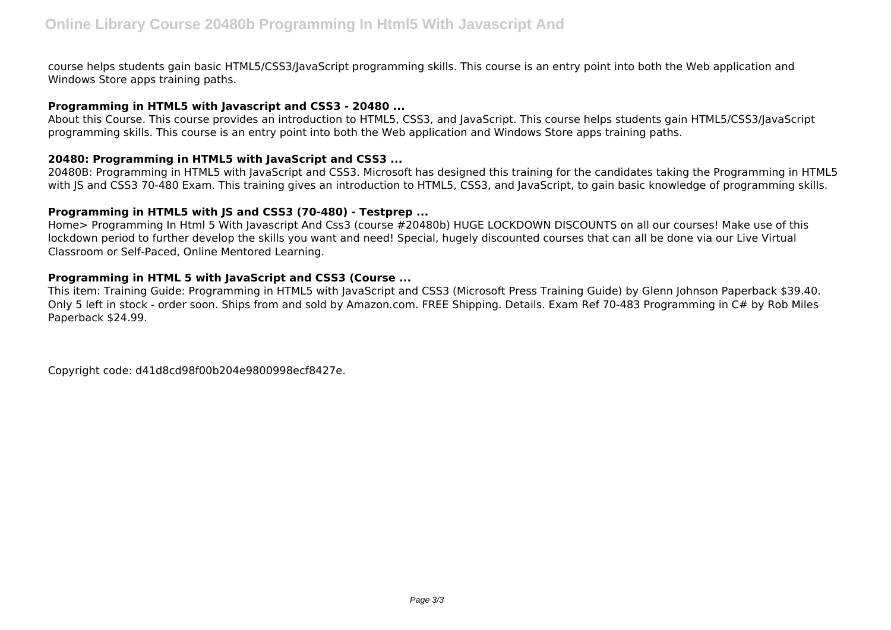course helps students gain basic HTML5/CSS3/JavaScript programming skills. This course is an entry point into both the Web application and Windows Store apps training paths.

**Programming in HTML5 with Javascript and CSS3 - 20480 ...**

About this Course. This course provides an introduction to HTML5, CSS3, and JavaScript. This course helps students gain HTML5/CSS3/JavaScript programming skills. This course is an entry point into both the Web application and Windows Store apps training paths.

**20480: Programming in HTML5 with JavaScript and CSS3 ...**

20480B: Programming in HTML5 with JavaScript and CSS3. Microsoft has designed this training for the candidates taking the Programming in HTML5 with JS and CSS3 70-480 Exam. This training gives an introduction to HTML5, CSS3, and JavaScript, to gain basic knowledge of programming skills.

**Programming in HTML5 with JS and CSS3 (70-480) - Testprep ...**

Home> Programming In Html 5 With Javascript And Css3 (course #20480b) HUGE LOCKDOWN DISCOUNTS on all our courses! Make use of this lockdown period to further develop the skills you want and need! Special, hugely discounted courses that can all be done via our Live Virtual Classroom or Self-Paced, Online Mentored Learning.

**Programming in HTML 5 with JavaScript and CSS3 (Course ...**

This item: Training Guide: Programming in HTML5 with JavaScript and CSS3 (Microsoft Press Training Guide) by Glenn Johnson Paperback $39.40. Only 5 left in stock - order soon. Ships from and sold by Amazon.com. FREE Shipping. Details. Exam Ref 70-483 Programming in C# by Rob Miles Paperback $24.99.

Copyright code: d41d8cd98f00b204e9800998ecf8427e.